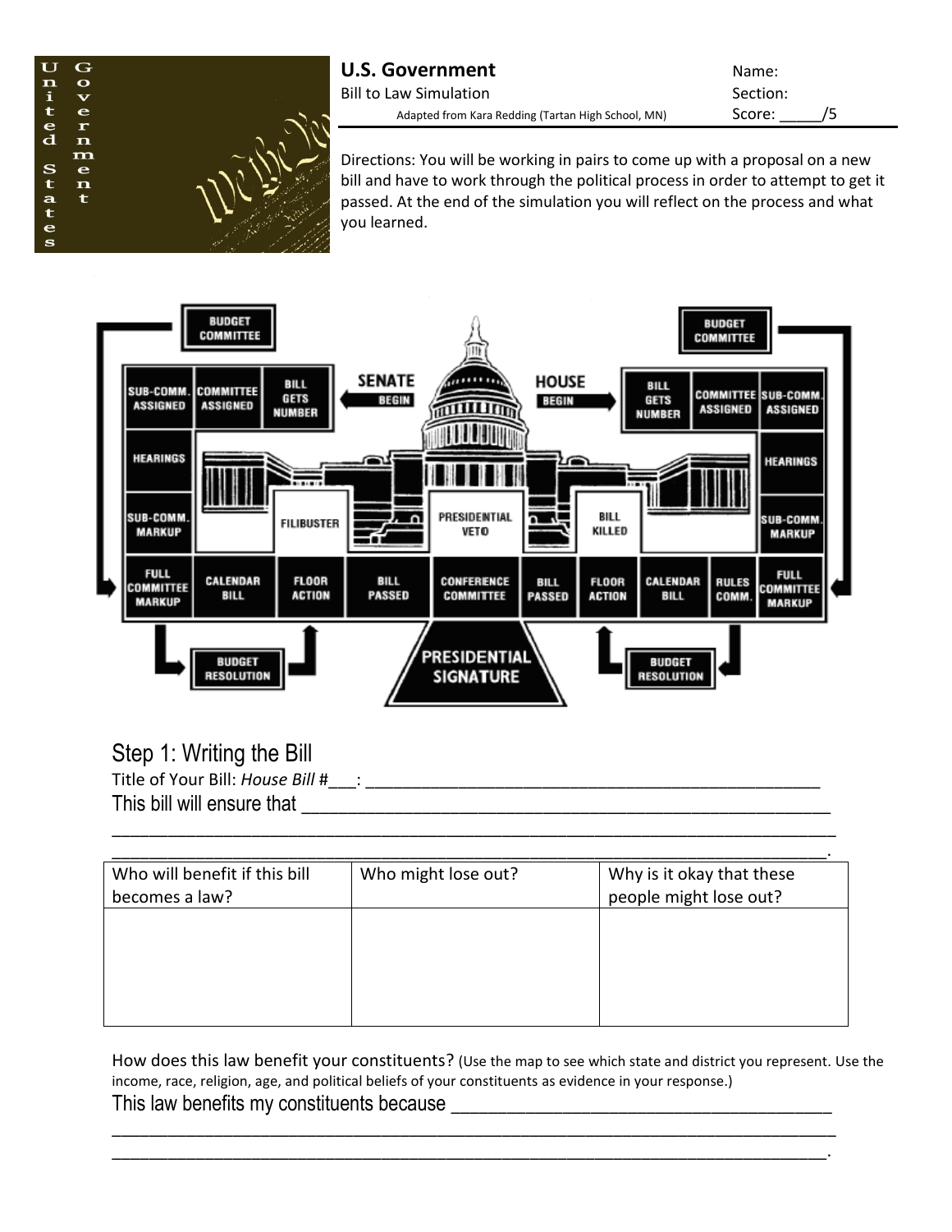## U.S. Government

Bill to Law Simulation

Adapted from Kara Redding (Tartan High School, MN)

Name:

Section:

Score: _____/5

Directions: You will be working in pairs to come up with a proposal on a new bill and have to work through the political process in order to attempt to get it passed. At the end of the simulation you will reflect on the process and what you learned.

BUDGET COMMITTEE

SUB-COMM. ASSIGNED
COMMITTEE ASSIGNED
BILL GETS NUMBER
SENATE BEGIN
HOUSE BEGIN
BILL GETS NUMBER
COMMITTEE ASSIGNED
SUB-COMM. ASSIGNED

HEARINGS
HEARINGS

SUB-COMM. MARKUP
FILIBUSTER
PRESIDENTIAL VETO
BILL KILLED
SUB-COMM. MARKUP

FULL COMMITTEE MARKUP
CALENDAR BILL
FLOOR ACTION
BILL PASSED
CONFERENCE COMMITTEE
BILL PASSED
FLOOR ACTION
CALENDAR BILL
RULES COMM.
FULL COMMITTEE MARKUP

BUDGET RESOLUTION
PRESIDENTIAL SIGNATURE
BUDGET RESOLUTION

### Step 1: Writing the Bill

Title of Your Bill: *House Bill* #___: ______________________________________________

This bill will ensure that _______________________________________________________
___________________________________________________________________________
___________________________________________________________________________.

| Who will benefit if this bill becomes a law? | Who might lose out? | Why is it okay that these people might lose out? |
| --- | --- | --- |
| | | |

How does this law benefit your constituents? (Use the map to see which state and district you represent. Use the income, race, religion, age, and political beliefs of your constituents as evidence in your response.)

This law benefits my constituents because ________________________________________
___________________________________________________________________________
___________________________________________________________________________.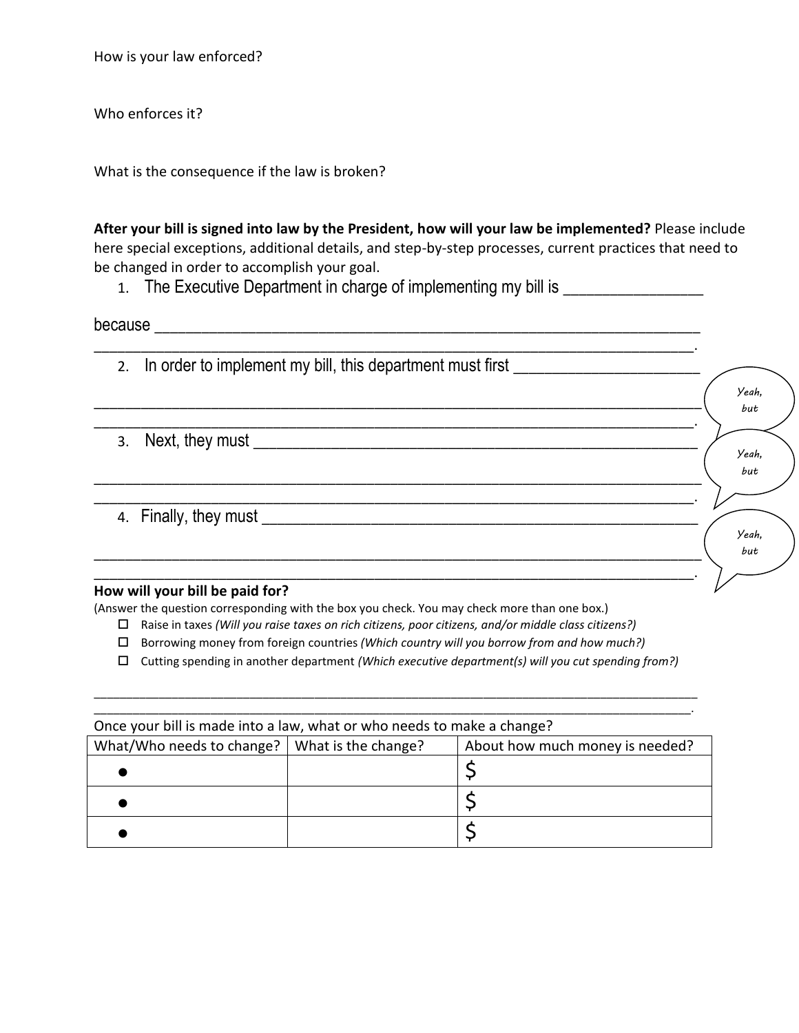How is your law enforced?

Who enforces it?

What is the consequence if the law is broken?

**After your bill is signed into law by the President, how will your law be implemented?** Please include here special exceptions, additional details, and step-by-step processes, current practices that need to be changed in order to accomplish your goal.

1. The Executive Department in charge of implementing my bill is ________________

because ________________________________________________________________
________________________________________________________________.

2. In order to implement my bill, this department must first ______________________
________________________________________________________________
________________________________________________________________.

Yeah, but

3. Next, they must ______________________________________________________
________________________________________________________________
________________________________________________________________.

Yeah, but

4. Finally, they must ____________________________________________________
________________________________________________________________
________________________________________________________________.

Yeah, but

**How will your bill be paid for?**

(Answer the question corresponding with the box you check. You may check more than one box.)

- ☐ Raise in taxes *(Will you raise taxes on rich citizens, poor citizens, and/or middle class citizens?)*
- ☐ Borrowing money from foreign countries *(Which country will you borrow from and how much?)*
- ☐ Cutting spending in another department *(Which executive department(s) will you cut spending from?)*

________________________________________________________________
________________________________________________________________.

Once your bill is made into a law, what or who needs to make a change?

| What/Who needs to change? | What is the change? | About how much money is needed? |
|---|---|---|
| ● | | $ |
| ● | | $ |
| ● | | $ |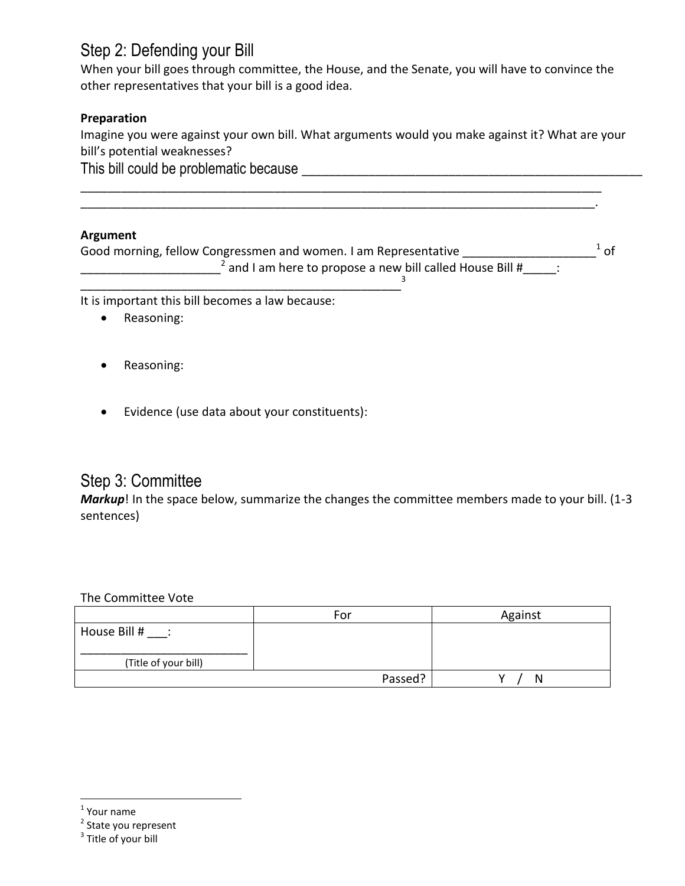## Step 2: Defending your Bill

When your bill goes through committee, the House, and the Senate, you will have to convince the other representatives that your bill is a good idea.

**Preparation**

Imagine you were against your own bill. What arguments would you make against it? What are your bill's potential weaknesses?

This bill could be problematic because ______________________________________________
______________________________________________________________________________
______________________________________________________________________________.

**Argument**

Good morning, fellow Congressmen and women. I am Representative ____________________[1] of _____________________[2] and I am here to propose a new bill called House Bill #_____: _________________________________________________[3]

It is important this bill becomes a law because:

- Reasoning:

- Reasoning:

- Evidence (use data about your constituents):

## Step 3: Committee

***Markup***! In the space below, summarize the changes the committee members made to your bill. (1-3 sentences)

The Committee Vote

| | For | Against |
|---|---|---|
| House Bill # ___: _________________________ (Title of your bill) | | |
| | Passed? | Y / N |

---

[1] Your name
[2] State you represent
[3] Title of your bill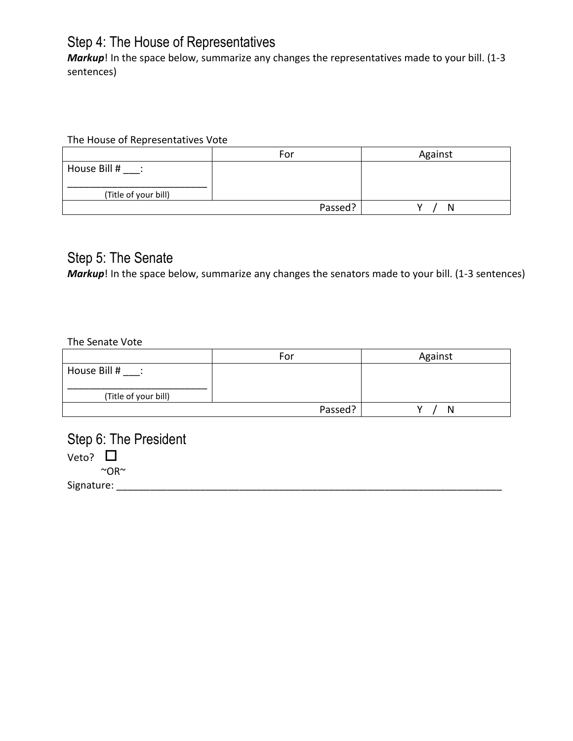## Step 4: The House of Representatives

***Markup***! In the space below, summarize any changes the representatives made to your bill. (1-3 sentences)

The House of Representatives Vote

| | For | Against |
|---|---|---|
| House Bill # ___: ___________________________ (Title of your bill) | | |
| | Passed? | Y / N |

## Step 5: The Senate

***Markup***! In the space below, summarize any changes the senators made to your bill. (1-3 sentences)

The Senate Vote

| | For | Against |
|---|---|---|
| House Bill # ___: ___________________________ (Title of your bill) | | |
| | Passed? | Y / N |

## Step 6: The President

Veto? ☐

~OR~

Signature: ___________________________________________________________________________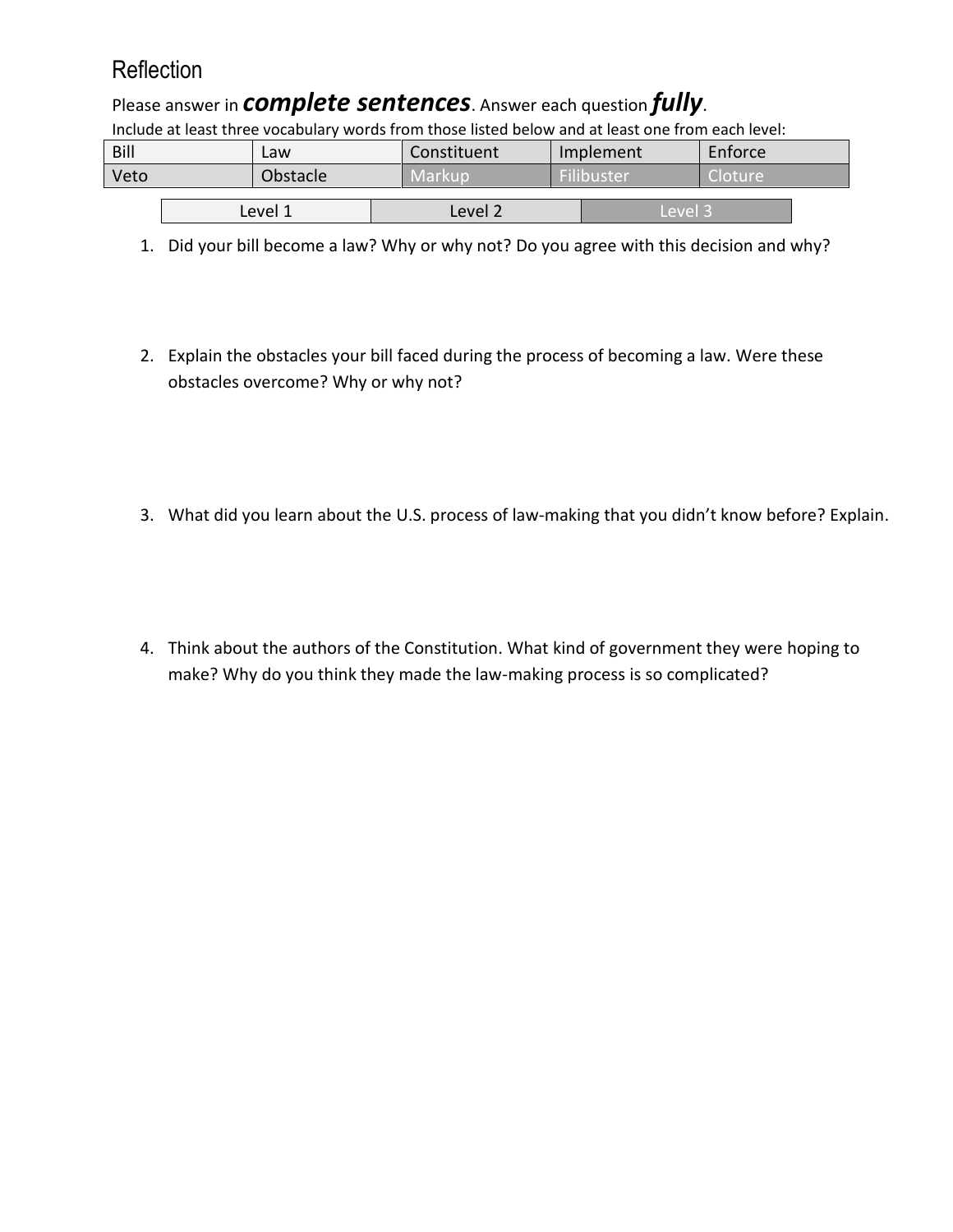# Reflection

Please answer in ***complete sentences***. Answer each question ***fully***.

Include at least three vocabulary words from those listed below and at least one from each level:

| | | | | |
|---|---|---|---|---|
| Bill | Law | Constituent | Implement | Enforce |
| Veto | Obstacle | Markup | Filibuster | Cloture |

| | | |
|---|---|---|
| Level 1 | Level 2 | Level 3 |

1. Did your bill become a law? Why or why not? Do you agree with this decision and why?

2. Explain the obstacles your bill faced during the process of becoming a law. Were these obstacles overcome? Why or why not?

3. What did you learn about the U.S. process of law-making that you didn't know before? Explain.

4. Think about the authors of the Constitution. What kind of government they were hoping to make? Why do you think they made the law-making process is so complicated?